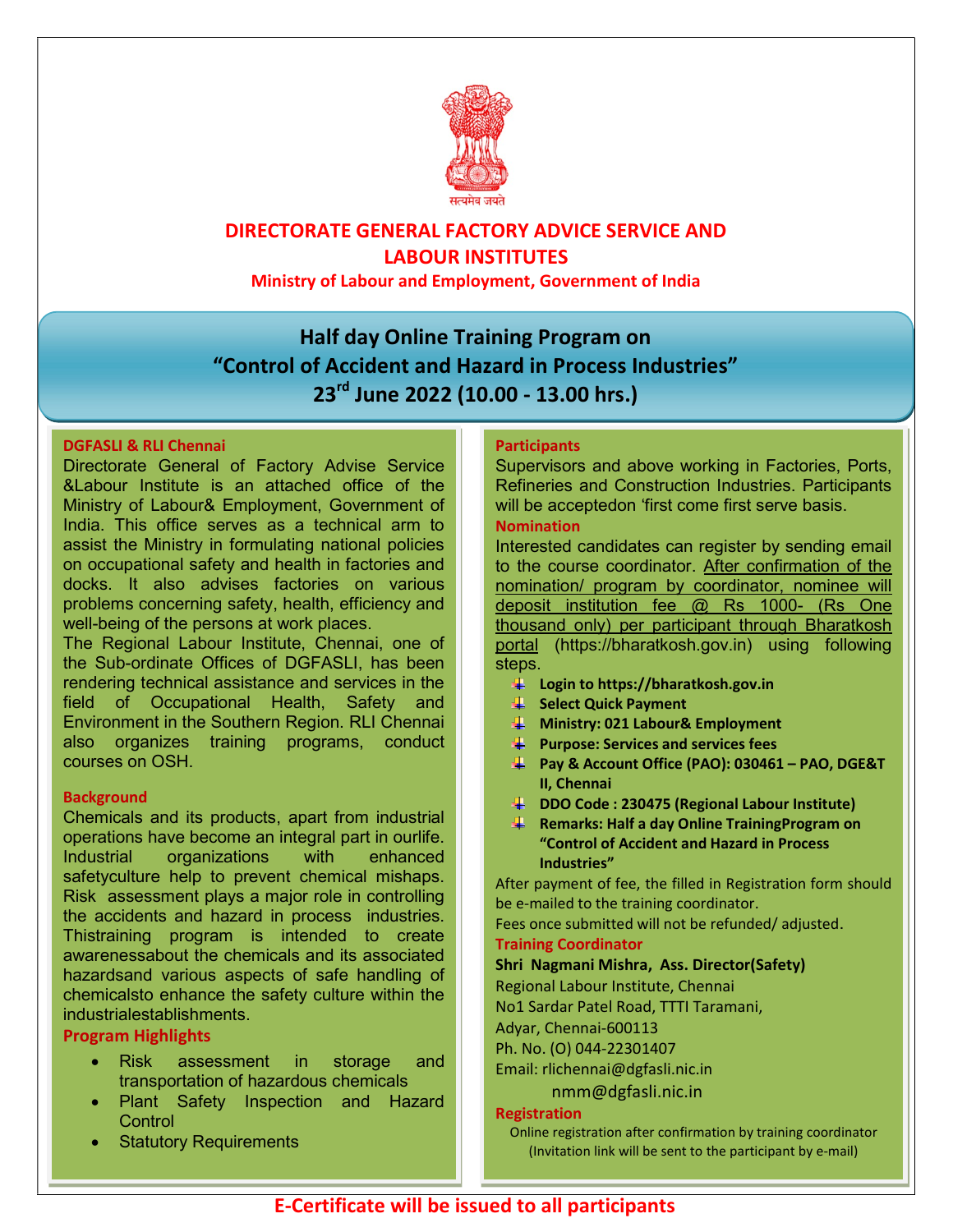सत्यमेव जयते

# DIRECTORATE GENERAL FACTORY ADVICE SERVICE AND LABOUR INSTITUTES

**Ministry of Labour and Employment, Government of India**

## Half day Online Training Program on "Control of Accident and Hazard in Process Industries" 23rd June 2022 (10.00 - 13.00 hrs.)

### DGFASLI & RLI Chennai

Directorate General of Factory Advise Service &Labour Institute is an attached office of the Ministry of Labour& Employment, Government of India. This office serves as a technical arm to assist the Ministry in formulating national policies on occupational safety and health in factories and docks. It also advises factories on various problems concerning safety, health, efficiency and well-being of the persons at work places.

The Regional Labour Institute, Chennai, one of the Sub-ordinate Offices of DGFASLI, has been rendering technical assistance and services in the field of Occupational Health, Safety and Environment in the Southern Region. RLI Chennai also organizes training programs, conduct courses on OSH.

### Background

Chemicals and its products, apart from industrial operations have become an integral part in ourlife. Industrial organizations with enhanced safetyculture help to prevent chemical mishaps. Risk assessment plays a major role in controlling the accidents and hazard in process industries. Thistraining program is intended to create awarenessabout the chemicals and its associated hazardsand various aspects of safe handling of chemicalsto enhance the safety culture within the industrialestablishments.

### Program Highlights

- Risk assessment in storage and transportation of hazardous chemicals
- Plant Safety Inspection and Hazard Control
- Statutory Requirements

### Participants

Supervisors and above working in Factories, Ports, Refineries and Construction Industries. Participants will be acceptedon 'first come first serve basis.

### Nomination

Interested candidates can register by sending email to the course coordinator. After confirmation of the nomination/ program by coordinator, nominee will deposit institution fee @ Rs 1000- (Rs One thousand only) per participant through Bharatkosh portal (https://bharatkosh.gov.in) using following steps.

- **Login to https://bharatkosh.gov.in**
- **Select Quick Payment**
- **Ministry: 021 Labour& Employment**
- **Purpose: Services and services fees**
- **Pay & Account Office (PAO): 030461 – PAO, DGE&T II, Chennai**
- **DDO Code : 230475 (Regional Labour Institute)**
- **Remarks: Half a day Online TrainingProgram on "Control of Accident and Hazard in Process Industries"**

After payment of fee, the filled in Registration form should be e-mailed to the training coordinator.

Fees once submitted will not be refunded/ adjusted.

### Training Coordinator

**Shri Nagmani Mishra, Ass. Director(Safety)**
Regional Labour Institute, Chennai
No1 Sardar Patel Road, TTTI Taramani,
Adyar, Chennai-600113
Ph. No. (O) 044-22301407
Email: rlichennai@dgfasli.nic.in
nmm@dgfasli.nic.in

### Registration

Online registration after confirmation by training coordinator (Invitation link will be sent to the participant by e-mail)

**E-Certificate will be issued to all participants**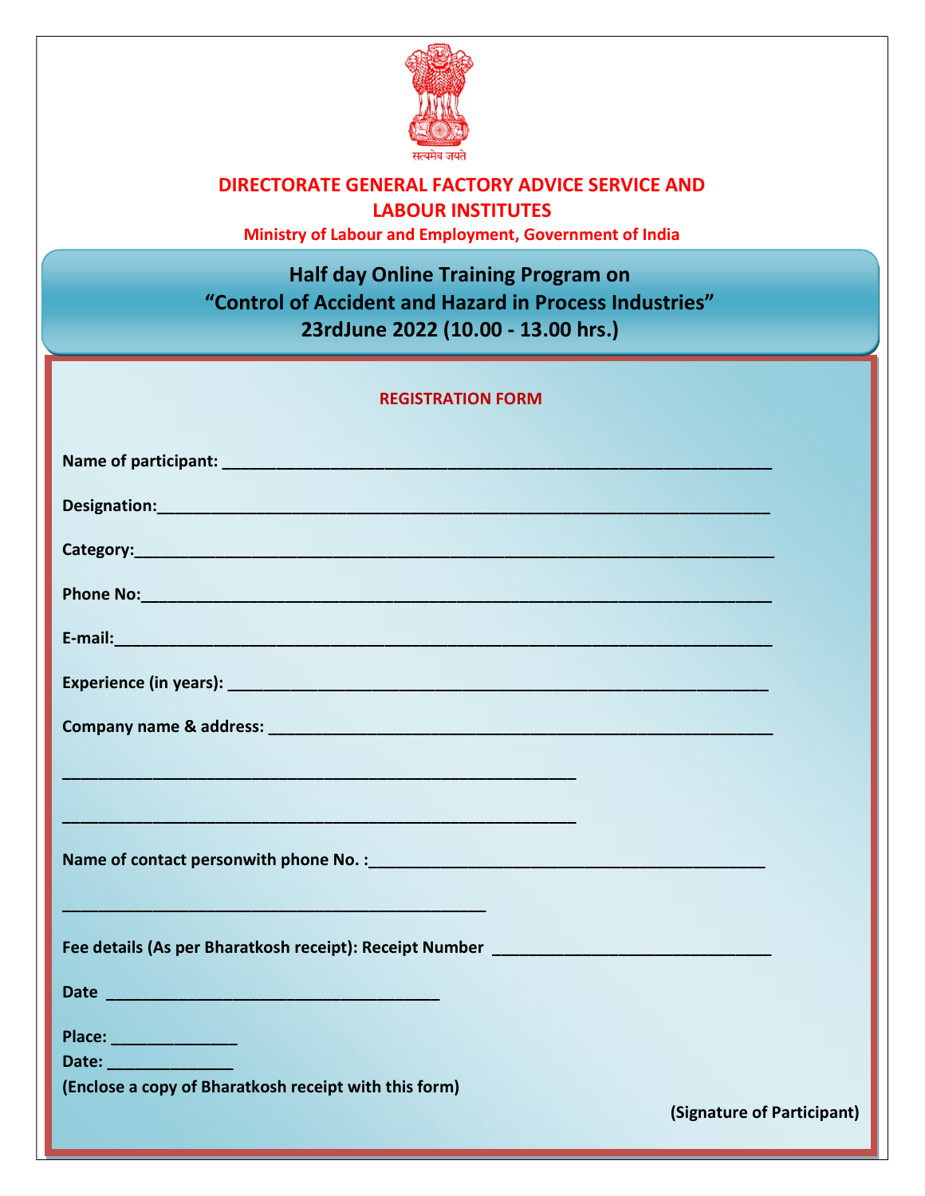सत्यमेव जयते

# DIRECTORATE GENERAL FACTORY ADVICE SERVICE AND LABOUR INSTITUTES

**Ministry of Labour and Employment, Government of India**

## Half day Online Training Program on "Control of Accident and Hazard in Process Industries" 23rdJune 2022 (10.00 - 13.00 hrs.)

### REGISTRATION FORM

**Name of participant:** ________________________________________________________________

**Designation:**________________________________________________________________________

**Category:**__________________________________________________________________________

**Phone No:**__________________________________________________________________________

**E-mail:**____________________________________________________________________________

**Experience (in years):** ______________________________________________________________

**Company name & address:** ___________________________________________________________

___________________________________________________________

___________________________________________________________

**Name of contact personwith phone No. :**_____________________________________________

_______________________________________________

**Fee details (As per Bharatkosh receipt): Receipt Number** ________________________________

**Date** _____________________________________

**Place:** ______________

**Date:** ______________

**(Enclose a copy of Bharatkosh receipt with this form)**

**(Signature of Participant)**